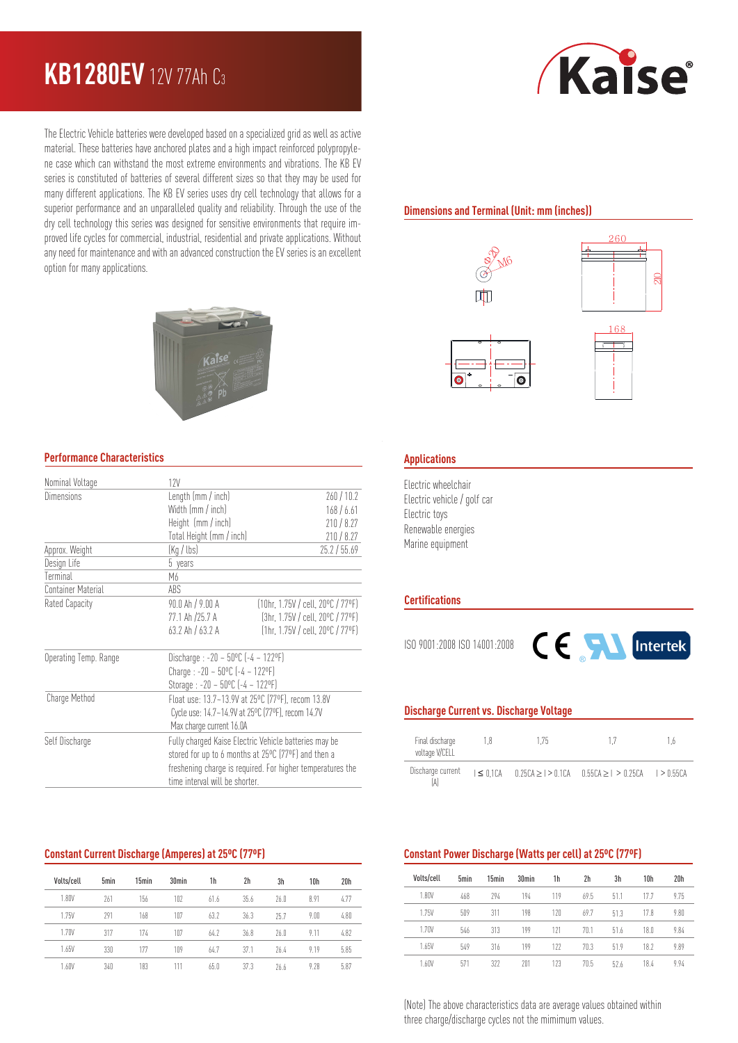# KB1280EV 12V 77Ah $C_3$

The Electric Vehicle batteries were developed based on a specialized grid as well as active material. These batteries have anchored plates and a high impact reinforced polypropylene case which can withstand the most extreme environments and vibrations. The KB EV series is constituted of batteries of several different sizes so that they may be used for many different applications. The KB EV series uses dry cell technology that allows for a superior performance and an unparalleled quality and reliability. Through the use of the dry cell technology this series was designed for sensitive environments that require improved life cycles for commercial, industrial, residential and private applications. Without any need for maintenance and with an advanced construction the EV series is an excellent option for many applications.

## Dimensions and Terminal (Unit: mm (inches))

Φ20, M6, 260, 210, 168

## Performance Characteristics

| | | |
|---|---|---|
| Nominal Voltage | 12V | |
| Dimensions | Length (mm / inch) | 260 / 10.2 |
| | Width (mm / inch) | 168 / 6.61 |
| | Height (mm / inch) | 210 / 8.27 |
| | Total Height (mm / inch) | 210 / 8.27 |
| Approx. Weight | (Kg / lbs) | 25.2 / 55.69 |
| Design Life | 5 years | |
| Terminal | M6 | |
| Container Material | ABS | |
| Rated Capacity | 90.0 Ah / 9.00 A | (10hr, 1.75V / cell, 20ºC / 77ºF) |
| | 77.1 Ah /25.7 A | (3hr, 1.75V / cell, 20ºC / 77ºF) |
| | 63.2 Ah / 63.2 A | (1hr, 1.75V / cell, 20ºC / 77ºF) |
| Operating Temp. Range | Discharge : -20 ~ 50ºC (-4 ~ 122ºF) | |
| | Charge : -20 ~ 50ºC (-4 ~ 122ºF) | |
| | Storage : -20 ~ 50ºC (-4 ~ 122ºF) | |
| Charge Method | Float use: 13.7~13.9V at 25ºC (77ºF), recom 13.8V | |
| | Cycle use: 14.7~14.9V at 25ºC (77ºF), recom 14.7V | |
| | Max charge current 16.0A | |
| Self Discharge | Fully charged Kaise Electric Vehicle batteries may be stored for up to 6 months at 25ºC (77ºF) and then a freshening charge is required. For higher temperatures the time interval will be shorter. | |

## Applications

Electric wheelchair
Electric vehicle / golf car
Electric toys
Renewable energies
Marine equipment

## Certifications

ISO 9001:2008 ISO 14001:2008

CE UL Intertek

## Discharge Current vs. Discharge Voltage

| Final discharge voltage V/CELL | 1,8 | 1,75 | 1,7 | 1,6 |
|---|---|---|---|---|
| Discharge current (A) | I ≤ 0,1CA | 0.25CA ≥ I > 0.1CA | 0.55CA ≥ I > 0.25CA | I > 0.55CA |

## Constant Current Discharge (Amperes) at 25ºC (77ºF)

| Volts/cell | 5min | 15min | 30min | 1h | 2h | 3h | 10h | 20h |
|---|---|---|---|---|---|---|---|---|
| 1.80V | 261 | 156 | 102 | 61.6 | 35.6 | 26.0 | 8.91 | 4.77 |
| 1.75V | 291 | 168 | 107 | 63.2 | 36.3 | 25.7 | 9.00 | 4.80 |
| 1.70V | 317 | 174 | 107 | 64.2 | 36.8 | 26.0 | 9.11 | 4.82 |
| 1.65V | 330 | 177 | 109 | 64.7 | 37.1 | 26.4 | 9.19 | 5.85 |
| 1.60V | 340 | 183 | 111 | 65.0 | 37.3 | 26.6 | 9.28 | 5.87 |

## Constant Power Discharge (Watts per cell) at 25ºC (77ºF)

| Volts/cell | 5min | 15min | 30min | 1h | 2h | 3h | 10h | 20h |
|---|---|---|---|---|---|---|---|---|
| 1.80V | 468 | 294 | 194 | 119 | 69.5 | 51.1 | 17.7 | 9.75 |
| 1.75V | 509 | 311 | 198 | 120 | 69.7 | 51.3 | 17.8 | 9.80 |
| 1.70V | 546 | 313 | 199 | 121 | 70.1 | 51.6 | 18.0 | 9.84 |
| 1.65V | 549 | 316 | 199 | 122 | 70.3 | 51.9 | 18.2 | 9.89 |
| 1.60V | 571 | 322 | 201 | 123 | 70.5 | 52.6 | 18.4 | 9.94 |

(Note) The above characteristics data are average values obtained within three charge/discharge cycles not the mimimum values.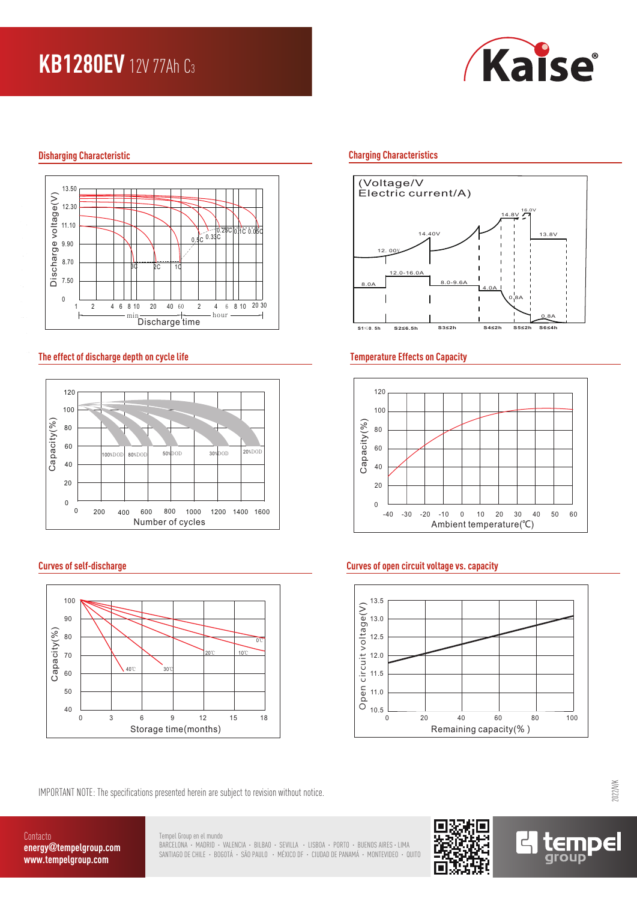# KB1280EV 12V 77Ah C3

## Disharging Characteristic

13.50
12.30
11.10
9.90
8.70
7.50
0

Discharge voltage(V)

3C
2C
1C
0.5C
0.33C
0.25C
0.1C
0.05C

1 2 4 6 8 10 20 40 60 2 4 6 8 10 20 30

min
hour

Discharge time

## Charging Characteristics

(Voltage/V
Electric current/A)

12. 00V
14.40V
14.8V
16.0V
13.8V
8.0A
12.0-16.0A
8.0-9.6A
4.0A
0.8A
0.8A

S1≤0. 5h
S2≤6.5h
S3≤2h
S4≤2h
S5≤2h
S6≤4h

## The effect of discharge depth on cycle life

120
100
80
60
40
20
0

Capacity(%)

100%DOD
80%DOD
50%DOD
30%DOD
20%DOD

0 200 400 600 800 1000 1200 1400 1600

Number of cycles

## Temperature Effects on Capacity

120
100
80
60
40
20
0

Capacity(%)

-40 -30 -20 -10 0 10 20 30 40 50 60

Ambient temperature(℃)

## Curves of self-discharge

100
90
80
70
60
50
40

Capacity(%)

0℃
20℃
10℃
40℃
30℃

0 3 6 9 12 15 18

Storage time(months)

## Curves of open circuit voltage vs. capacity

13.5
13.0
12.5
12.0
11.5
11.0
10.5

Open circuit voltage(V)

0 20 40 60 80 100

Remaining capacity(% )

IMPORTANT NOTE: The specifications presented herein are subject to revision without notice.

2022/V/K

Contacto
**energy@tempelgroup.com**
**www.tempelgroup.com**

Tempel Group en el mundo
BARCELONA · MADRID · VALENCIA · BILBAO · SEVILLA · LISBOA · PORTO · BUENOS AIRES · LIMA
SANTIAGO DE CHILE · BOGOTÁ · SÃO PAULO · MÉXICO DF · CIUDAD DE PANAMÁ · MONTEVIDEO · QUITO

tempel group